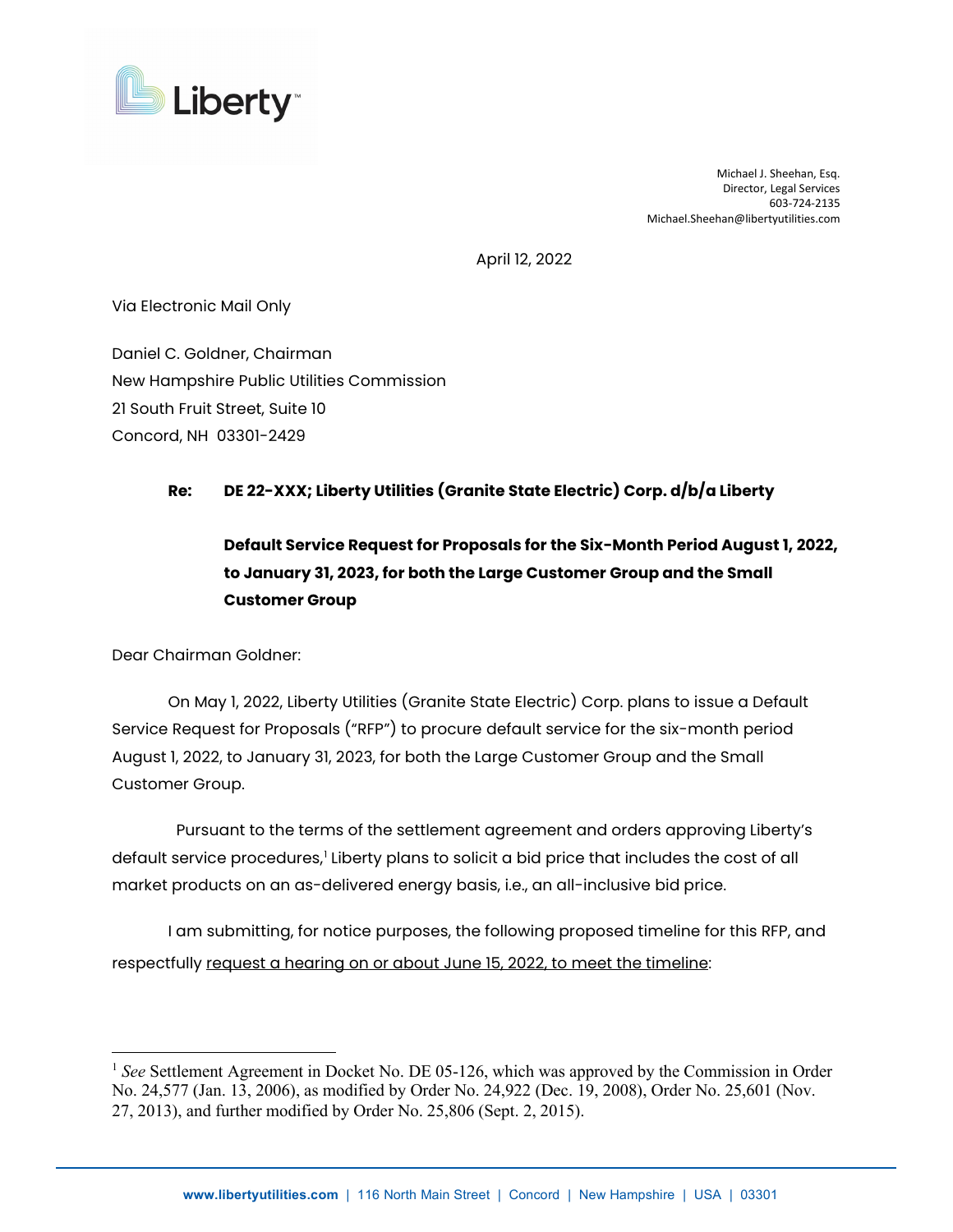Liberty

Michael J. Sheehan, Esq.
Director, Legal Services
603-724-2135
Michael.Sheehan@libertyutilities.com

April 12, 2022

Via Electronic Mail Only

Daniel C. Goldner, Chairman
New Hampshire Public Utilities Commission
21 South Fruit Street, Suite 10
Concord, NH 03301-2429

**Re: DE 22-XXX; Liberty Utilities (Granite State Electric) Corp. d/b/a Liberty**

**Default Service Request for Proposals for the Six-Month Period August 1, 2022, to January 31, 2023, for both the Large Customer Group and the Small Customer Group**

Dear Chairman Goldner:

On May 1, 2022, Liberty Utilities (Granite State Electric) Corp. plans to issue a Default Service Request for Proposals ("RFP") to procure default service for the six-month period August 1, 2022, to January 31, 2023, for both the Large Customer Group and the Small Customer Group.

Pursuant to the terms of the settlement agreement and orders approving Liberty's default service procedures,[1] Liberty plans to solicit a bid price that includes the cost of all market products on an as-delivered energy basis, i.e., an all-inclusive bid price.

I am submitting, for notice purposes, the following proposed timeline for this RFP, and respectfully <u>request a hearing on or about June 15, 2022, to meet the timeline</u>:

---

[1] *See* Settlement Agreement in Docket No. DE 05-126, which was approved by the Commission in Order No. 24,577 (Jan. 13, 2006), as modified by Order No. 24,922 (Dec. 19, 2008), Order No. 25,601 (Nov. 27, 2013), and further modified by Order No. 25,806 (Sept. 2, 2015).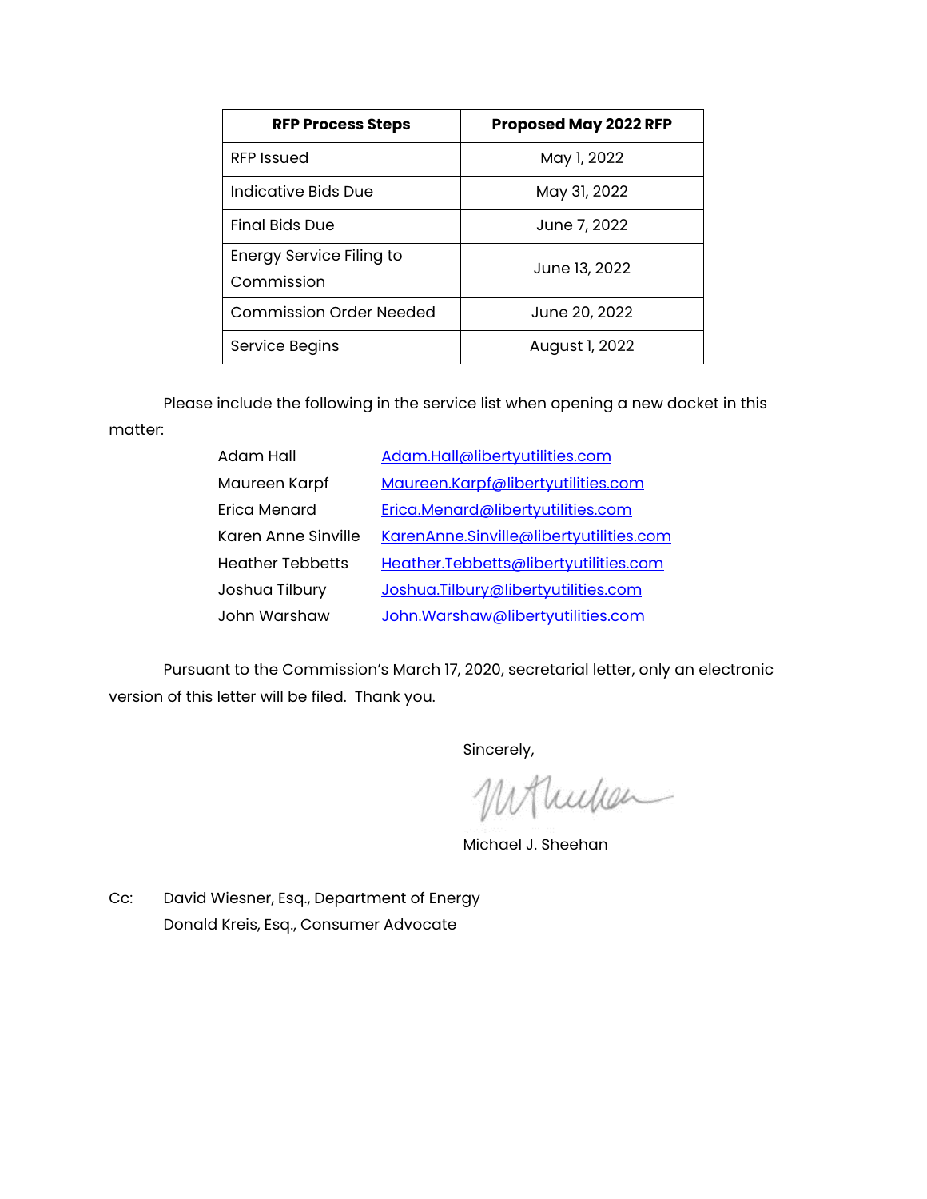| RFP Process Steps | Proposed May 2022 RFP |
| --- | --- |
| RFP Issued | May 1, 2022 |
| Indicative Bids Due | May 31, 2022 |
| Final Bids Due | June 7, 2022 |
| Energy Service Filing to Commission | June 13, 2022 |
| Commission Order Needed | June 20, 2022 |
| Service Begins | August 1, 2022 |

Please include the following in the service list when opening a new docket in this matter:

| | |
| --- | --- |
| Adam Hall | Adam.Hall@libertyutilities.com |
| Maureen Karpf | Maureen.Karpf@libertyutilities.com |
| Erica Menard | Erica.Menard@libertyutilities.com |
| Karen Anne Sinville | KarenAnne.Sinville@libertyutilities.com |
| Heather Tebbetts | Heather.Tebbetts@libertyutilities.com |
| Joshua Tilbury | Joshua.Tilbury@libertyutilities.com |
| John Warshaw | John.Warshaw@libertyutilities.com |

Pursuant to the Commission's March 17, 2020, secretarial letter, only an electronic version of this letter will be filed. Thank you.

Sincerely,

Michael J. Sheehan

Cc: David Wiesner, Esq., Department of Energy
Donald Kreis, Esq., Consumer Advocate